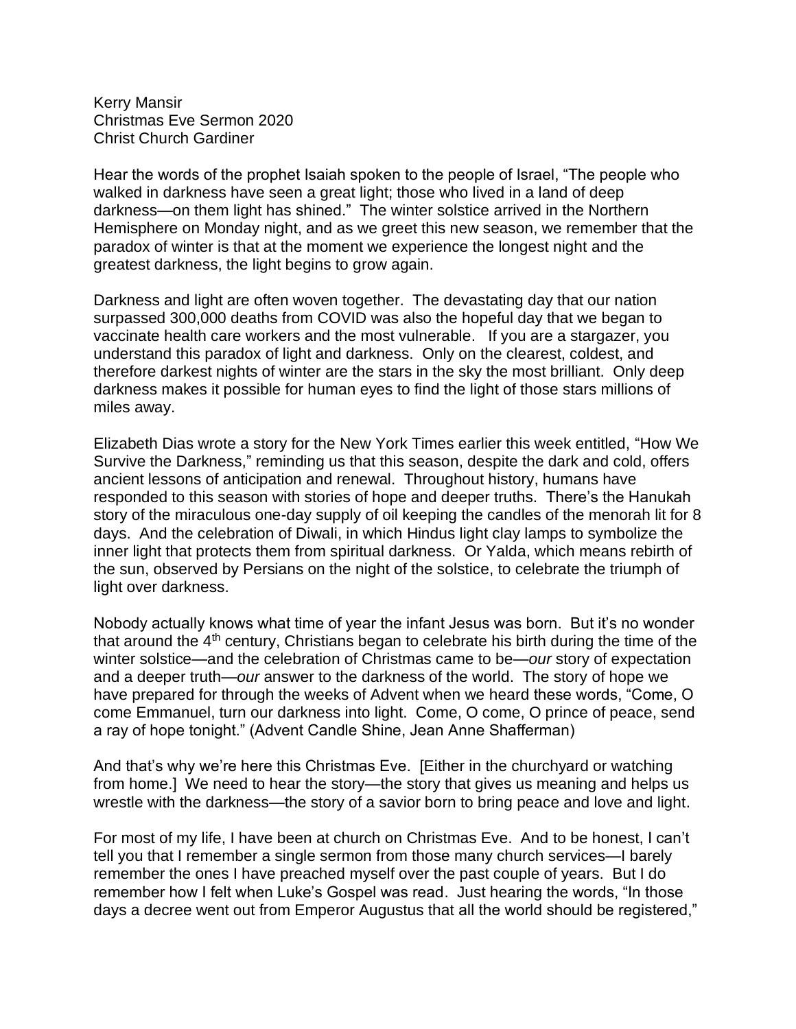Kerry Mansir
Christmas Eve Sermon 2020
Christ Church Gardiner

Hear the words of the prophet Isaiah spoken to the people of Israel, "The people who walked in darkness have seen a great light; those who lived in a land of deep darkness—on them light has shined." The winter solstice arrived in the Northern Hemisphere on Monday night, and as we greet this new season, we remember that the paradox of winter is that at the moment we experience the longest night and the greatest darkness, the light begins to grow again.

Darkness and light are often woven together. The devastating day that our nation surpassed 300,000 deaths from COVID was also the hopeful day that we began to vaccinate health care workers and the most vulnerable. If you are a stargazer, you understand this paradox of light and darkness. Only on the clearest, coldest, and therefore darkest nights of winter are the stars in the sky the most brilliant. Only deep darkness makes it possible for human eyes to find the light of those stars millions of miles away.

Elizabeth Dias wrote a story for the New York Times earlier this week entitled, "How We Survive the Darkness," reminding us that this season, despite the dark and cold, offers ancient lessons of anticipation and renewal. Throughout history, humans have responded to this season with stories of hope and deeper truths. There's the Hanukah story of the miraculous one-day supply of oil keeping the candles of the menorah lit for 8 days. And the celebration of Diwali, in which Hindus light clay lamps to symbolize the inner light that protects them from spiritual darkness. Or Yalda, which means rebirth of the sun, observed by Persians on the night of the solstice, to celebrate the triumph of light over darkness.

Nobody actually knows what time of year the infant Jesus was born. But it's no wonder that around the 4th century, Christians began to celebrate his birth during the time of the winter solstice—and the celebration of Christmas came to be—*our* story of expectation and a deeper truth—*our* answer to the darkness of the world. The story of hope we have prepared for through the weeks of Advent when we heard these words, "Come, O come Emmanuel, turn our darkness into light. Come, O come, O prince of peace, send a ray of hope tonight." (Advent Candle Shine, Jean Anne Shafferman)

And that's why we're here this Christmas Eve. [Either in the churchyard or watching from home.] We need to hear the story—the story that gives us meaning and helps us wrestle with the darkness—the story of a savior born to bring peace and love and light.

For most of my life, I have been at church on Christmas Eve. And to be honest, I can't tell you that I remember a single sermon from those many church services—I barely remember the ones I have preached myself over the past couple of years. But I do remember how I felt when Luke's Gospel was read. Just hearing the words, "In those days a decree went out from Emperor Augustus that all the world should be registered,"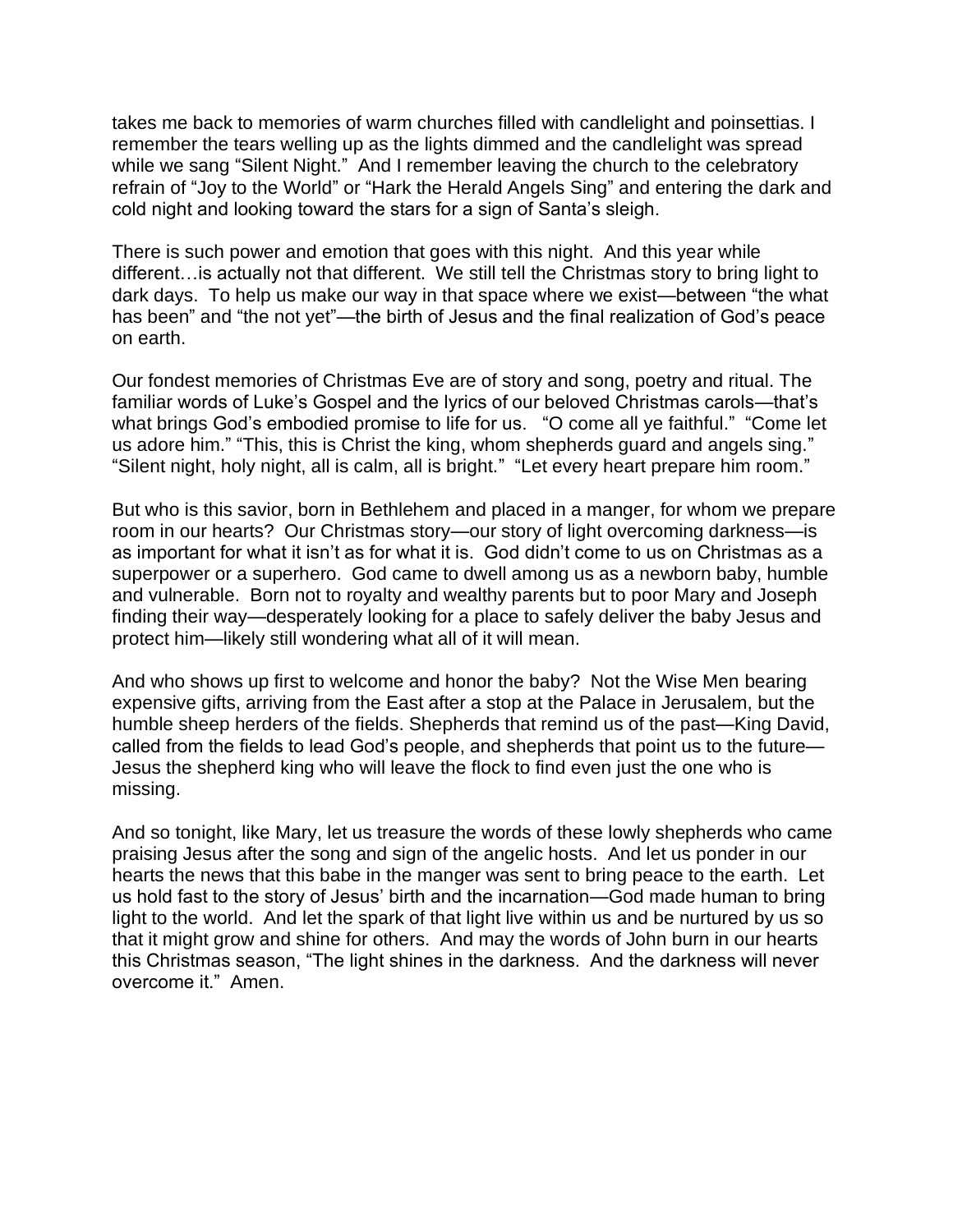takes me back to memories of warm churches filled with candlelight and poinsettias. I remember the tears welling up as the lights dimmed and the candlelight was spread while we sang "Silent Night." And I remember leaving the church to the celebratory refrain of "Joy to the World" or "Hark the Herald Angels Sing" and entering the dark and cold night and looking toward the stars for a sign of Santa's sleigh.

There is such power and emotion that goes with this night. And this year while different…is actually not that different. We still tell the Christmas story to bring light to dark days. To help us make our way in that space where we exist—between "the what has been" and "the not yet"—the birth of Jesus and the final realization of God's peace on earth.

Our fondest memories of Christmas Eve are of story and song, poetry and ritual. The familiar words of Luke's Gospel and the lyrics of our beloved Christmas carols—that's what brings God's embodied promise to life for us. "O come all ye faithful." "Come let us adore him." "This, this is Christ the king, whom shepherds guard and angels sing." "Silent night, holy night, all is calm, all is bright." "Let every heart prepare him room."

But who is this savior, born in Bethlehem and placed in a manger, for whom we prepare room in our hearts? Our Christmas story—our story of light overcoming darkness—is as important for what it isn't as for what it is. God didn't come to us on Christmas as a superpower or a superhero. God came to dwell among us as a newborn baby, humble and vulnerable. Born not to royalty and wealthy parents but to poor Mary and Joseph finding their way—desperately looking for a place to safely deliver the baby Jesus and protect him—likely still wondering what all of it will mean.

And who shows up first to welcome and honor the baby? Not the Wise Men bearing expensive gifts, arriving from the East after a stop at the Palace in Jerusalem, but the humble sheep herders of the fields. Shepherds that remind us of the past—King David, called from the fields to lead God's people, and shepherds that point us to the future—Jesus the shepherd king who will leave the flock to find even just the one who is missing.

And so tonight, like Mary, let us treasure the words of these lowly shepherds who came praising Jesus after the song and sign of the angelic hosts. And let us ponder in our hearts the news that this babe in the manger was sent to bring peace to the earth. Let us hold fast to the story of Jesus' birth and the incarnation—God made human to bring light to the world. And let the spark of that light live within us and be nurtured by us so that it might grow and shine for others. And may the words of John burn in our hearts this Christmas season, "The light shines in the darkness. And the darkness will never overcome it." Amen.